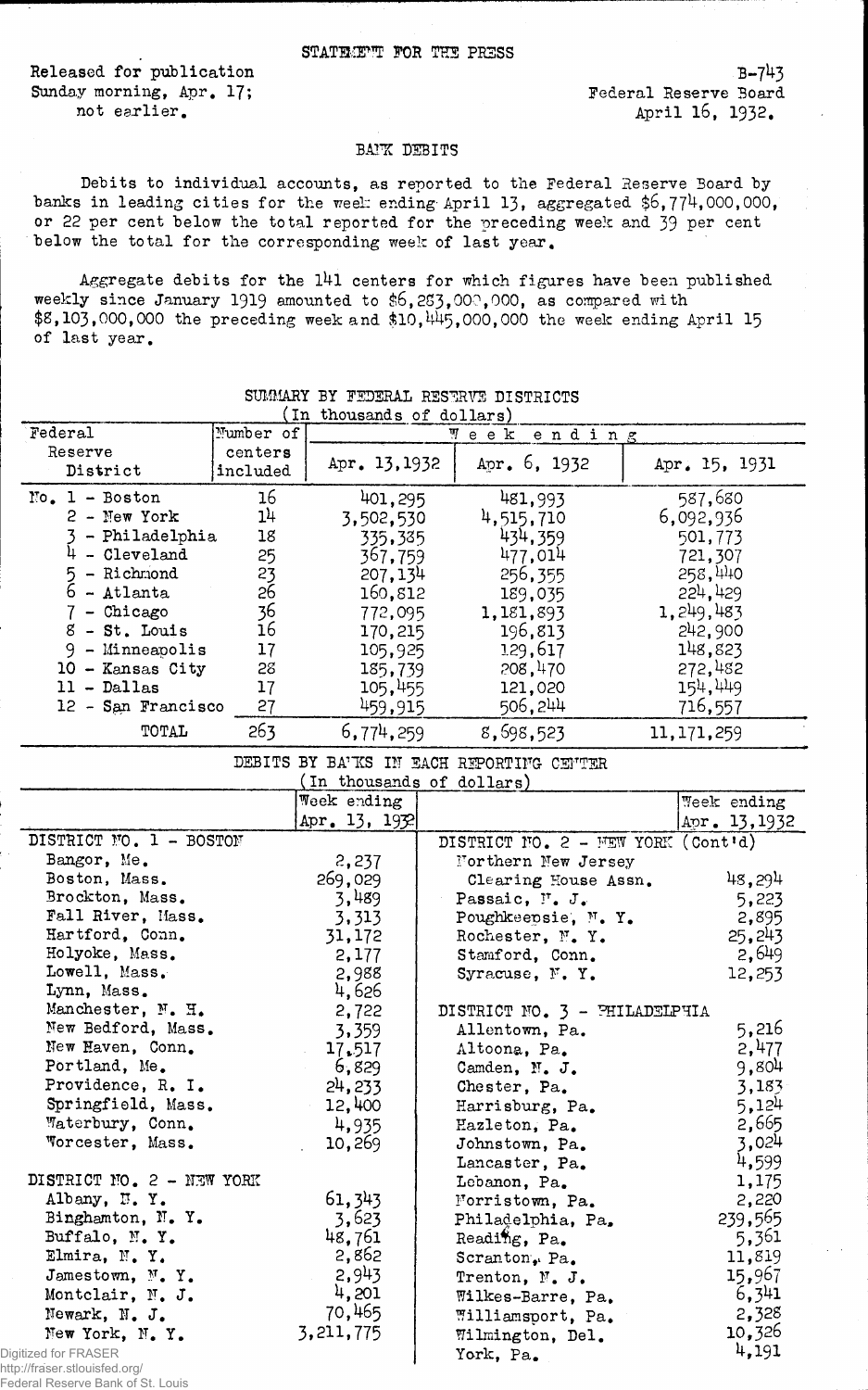STATEMENT FOR THE PRESS

Released for publication
Sunday morning, Apr. 17;
not earlier.

B-743
Federal Reserve Board
April 16, 1932.

## BANK DEBITS

Debits to individual accounts, as reported to the Federal Reserve Board by banks in leading cities for the week ending April 13, aggregated $6,774,000,000, or 22 per cent below the total reported for the preceding week and 39 per cent below the total for the corresponding week of last year.

Aggregate debits for the 141 centers for which figures have been published weekly since January 1919 amounted to $6,283,000,000, as compared with $8,103,000,000 the preceding week and $10,445,000,000 the week ending April 15 of last year.

SUMMARY BY FEDERAL RESERVE DISTRICTS
(In thousands of dollars)

| Federal Reserve District | Number of centers included | Week ending Apr. 13, 1932 | Apr. 6, 1932 | Apr. 15, 1931 |
|---|---|---|---|---|
| No. 1 - Boston | 16 | 401,295 | 481,993 | 587,680 |
| 2 - New York | 14 | 3,502,530 | 4,515,710 | 6,092,936 |
| 3 - Philadelphia | 18 | 335,385 | 434,359 | 501,773 |
| 4 - Cleveland | 25 | 367,759 | 477,014 | 721,307 |
| 5 - Richmond | 23 | 207,134 | 256,355 | 258,440 |
| 6 - Atlanta | 26 | 160,812 | 189,035 | 224,429 |
| 7 - Chicago | 36 | 772,095 | 1,181,893 | 1,249,483 |
| 8 - St. Louis | 16 | 170,215 | 196,813 | 242,900 |
| 9 - Minneapolis | 17 | 105,925 | 129,617 | 148,823 |
| 10 - Kansas City | 28 | 185,739 | 208,470 | 272,482 |
| 11 - Dallas | 17 | 105,455 | 121,020 | 154,449 |
| 12 - San Francisco | 27 | 459,915 | 506,244 | 716,557 |
| TOTAL | 263 | 6,774,259 | 8,698,523 | 11,171,259 |

DEBITS BY BANKS IN EACH REPORTING CENTER
(In thousands of dollars)

| | Week ending Apr. 13, 1932 |
|---|---|
| **DISTRICT NO. 1 - BOSTON** | |
| Bangor, Me. | 2,237 |
| Boston, Mass. | 269,029 |
| Brockton, Mass. | 3,489 |
| Fall River, Mass. | 3,313 |
| Hartford, Conn. | 31,172 |
| Holyoke, Mass. | 2,177 |
| Lowell, Mass. | 2,988 |
| Lynn, Mass. | 4,626 |
| Manchester, N. H. | 2,722 |
| New Bedford, Mass. | 3,359 |
| New Haven, Conn. | 17,517 |
| Portland, Me. | 6,829 |
| Providence, R. I. | 24,233 |
| Springfield, Mass. | 12,400 |
| Waterbury, Conn. | 4,935 |
| Worcester, Mass. | 10,269 |
| **DISTRICT NO. 2 - NEW YORK** | |
| Albany, N. Y. | 61,343 |
| Binghamton, N. Y. | 3,623 |
| Buffalo, N. Y. | 48,761 |
| Elmira, N. Y. | 2,862 |
| Jamestown, N. Y. | 2,943 |
| Montclair, N. J. | 4,201 |
| Newark, N. J. | 70,465 |
| New York, N. Y. | 3,211,775 |
| **DISTRICT NO. 2 - NEW YORK (Cont'd)** | |
| Northern New Jersey Clearing House Assn. | 48,294 |
| Passaic, N. J. | 5,223 |
| Poughkeepsie, N. Y. | 2,895 |
| Rochester, N. Y. | 25,243 |
| Stamford, Conn. | 2,649 |
| Syracuse, N. Y. | 12,253 |
| **DISTRICT NO. 3 - PHILADELPHIA** | |
| Allentown, Pa. | 5,216 |
| Altoona, Pa. | 2,477 |
| Camden, N. J. | 9,804 |
| Chester, Pa. | 3,183 |
| Harrisburg, Pa. | 5,124 |
| Hazleton, Pa. | 2,665 |
| Johnstown, Pa. | 3,024 |
| Lancaster, Pa. | 4,599 |
| Lebanon, Pa. | 1,175 |
| Norristown, Pa. | 2,220 |
| Philadelphia, Pa. | 239,565 |
| Reading, Pa. | 5,361 |
| Scranton, Pa. | 11,819 |
| Trenton, N. J. | 15,967 |
| Wilkes-Barre, Pa. | 6,341 |
| Williamsport, Pa. | 2,328 |
| Wilmington, Del. | 10,326 |
| York, Pa. | 4,191 |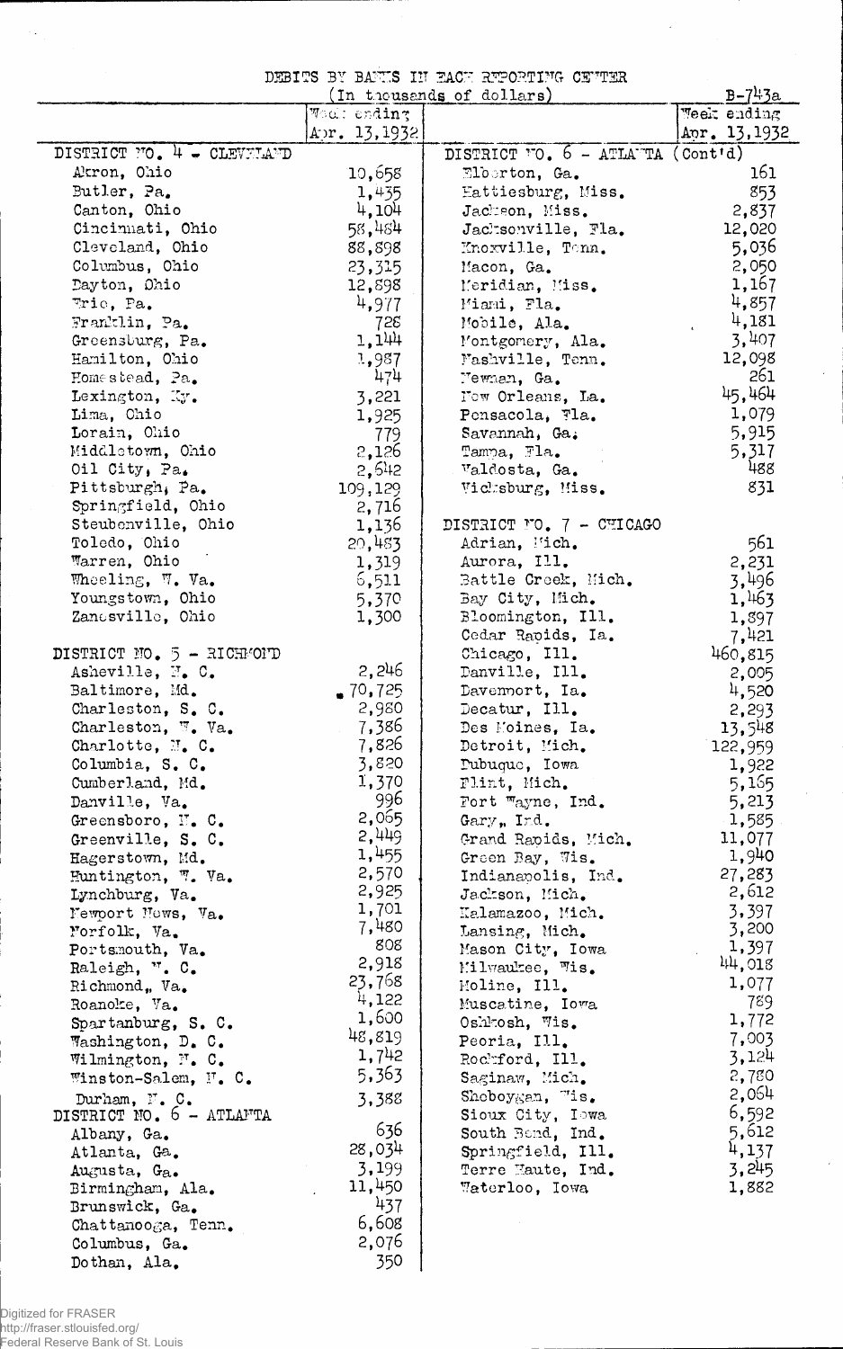DEBITS BY BANKS IN EACH REPORTING CENTER

(In thousands of dollars)

B-743a

| | Week ending Apr. 13, 1932 |
|---|---|
| **DISTRICT NO. 4 - CLEVELAND** | |
| Akron, Ohio | 10,658 |
| Butler, Pa. | 1,435 |
| Canton, Ohio | 4,104 |
| Cincinnati, Ohio | 58,484 |
| Cleveland, Ohio | 88,898 |
| Columbus, Ohio | 23,315 |
| Dayton, Ohio | 12,898 |
| Erie, Pa. | 4,977 |
| Franklin, Pa. | 728 |
| Greensburg, Pa. | 1,144 |
| Hamilton, Ohio | 1,987 |
| Homestead, Pa. | 474 |
| Lexington, Ky. | 3,221 |
| Lima, Ohio | 1,925 |
| Lorain, Ohio | 779 |
| Middletown, Ohio | 2,126 |
| Oil City, Pa. | 2,642 |
| Pittsburgh, Pa. | 109,129 |
| Springfield, Ohio | 2,716 |
| Steubenville, Ohio | 1,136 |
| Toledo, Ohio | 20,483 |
| Warren, Ohio | 1,319 |
| Wheeling, W. Va. | 6,511 |
| Youngstown, Ohio | 5,370 |
| Zanesville, Ohio | 1,300 |
| **DISTRICT NO. 5 - RICHMOND** | |
| Asheville, N. C. | 2,246 |
| Baltimore, Md. | 70,725 |
| Charleston, S. C. | 2,980 |
| Charleston, W. Va. | 7,386 |
| Charlotte, N. C. | 7,826 |
| Columbia, S. C. | 3,820 |
| Cumberland, Md. | 1,370 |
| Danville, Va. | 996 |
| Greensboro, N. C. | 2,065 |
| Greenville, S. C. | 2,449 |
| Hagerstown, Md. | 1,455 |
| Huntington, W. Va. | 2,570 |
| Lynchburg, Va. | 2,925 |
| Newport News, Va. | 1,701 |
| Norfolk, Va. | 7,480 |
| Portsmouth, Va. | 808 |
| Raleigh, N. C. | 2,918 |
| Richmond, Va. | 23,768 |
| Roanoke, Va. | 4,122 |
| Spartanburg, S. C. | 1,600 |
| Washington, D. C. | 48,819 |
| Wilmington, N. C. | 1,742 |
| Winston-Salem, N. C. | 5,363 |
| Durham, N. C. | 3,388 |
| **DISTRICT NO. 6 - ATLANTA** | |
| Albany, Ga. | 636 |
| Atlanta, Ga. | 28,034 |
| Augusta, Ga. | 3,199 |
| Birmingham, Ala. | 11,450 |
| Brunswick, Ga. | 437 |
| Chattanooga, Tenn. | 6,608 |
| Columbus, Ga. | 2,076 |
| Dothan, Ala. | 350 |
| **DISTRICT NO. 6 - ATLANTA (Cont'd)** | |
| Elberton, Ga. | 161 |
| Hattiesburg, Miss. | 853 |
| Jackson, Miss. | 2,837 |
| Jacksonville, Fla. | 12,020 |
| Knoxville, Tenn. | 5,036 |
| Macon, Ga. | 2,050 |
| Meridian, Miss. | 1,167 |
| Miami, Fla. | 4,857 |
| Mobile, Ala. | 4,181 |
| Montgomery, Ala. | 3,407 |
| Nashville, Tenn. | 12,098 |
| Newnan, Ga. | 261 |
| New Orleans, La. | 45,464 |
| Pensacola, Fla. | 1,079 |
| Savannah, Ga. | 5,915 |
| Tampa, Fla. | 5,317 |
| Valdosta, Ga. | 488 |
| Vicksburg, Miss. | 831 |
| **DISTRICT NO. 7 - CHICAGO** | |
| Adrian, Mich. | 561 |
| Aurora, Ill. | 2,231 |
| Battle Creek, Mich. | 3,496 |
| Bay City, Mich. | 1,463 |
| Bloomington, Ill. | 1,897 |
| Cedar Rapids, Ia. | 7,421 |
| Chicago, Ill. | 460,815 |
| Danville, Ill. | 2,005 |
| Davenport, Ia. | 4,520 |
| Decatur, Ill. | 2,293 |
| Des Moines, Ia. | 13,548 |
| Detroit, Mich. | 122,959 |
| Dubuque, Iowa | 1,922 |
| Flint, Mich. | 5,165 |
| Fort Wayne, Ind. | 5,213 |
| Gary, Ind. | 1,585 |
| Grand Rapids, Mich. | 11,077 |
| Green Bay, Wis. | 1,940 |
| Indianapolis, Ind. | 27,283 |
| Jackson, Mich. | 2,612 |
| Kalamazoo, Mich. | 3,397 |
| Lansing, Mich. | 3,200 |
| Mason City, Iowa | 1,397 |
| Milwaukee, Wis. | 44,018 |
| Moline, Ill. | 1,077 |
| Muscatine, Iowa | 789 |
| Oshkosh, Wis. | 1,772 |
| Peoria, Ill. | 7,003 |
| Rockford, Ill. | 3,124 |
| Saginaw, Mich. | 2,780 |
| Sheboygan, Wis. | 2,064 |
| Sioux City, Iowa | 6,592 |
| South Bend, Ind. | 5,612 |
| Springfield, Ill. | 4,137 |
| Terre Haute, Ind. | 3,245 |
| Waterloo, Iowa | 1,882 |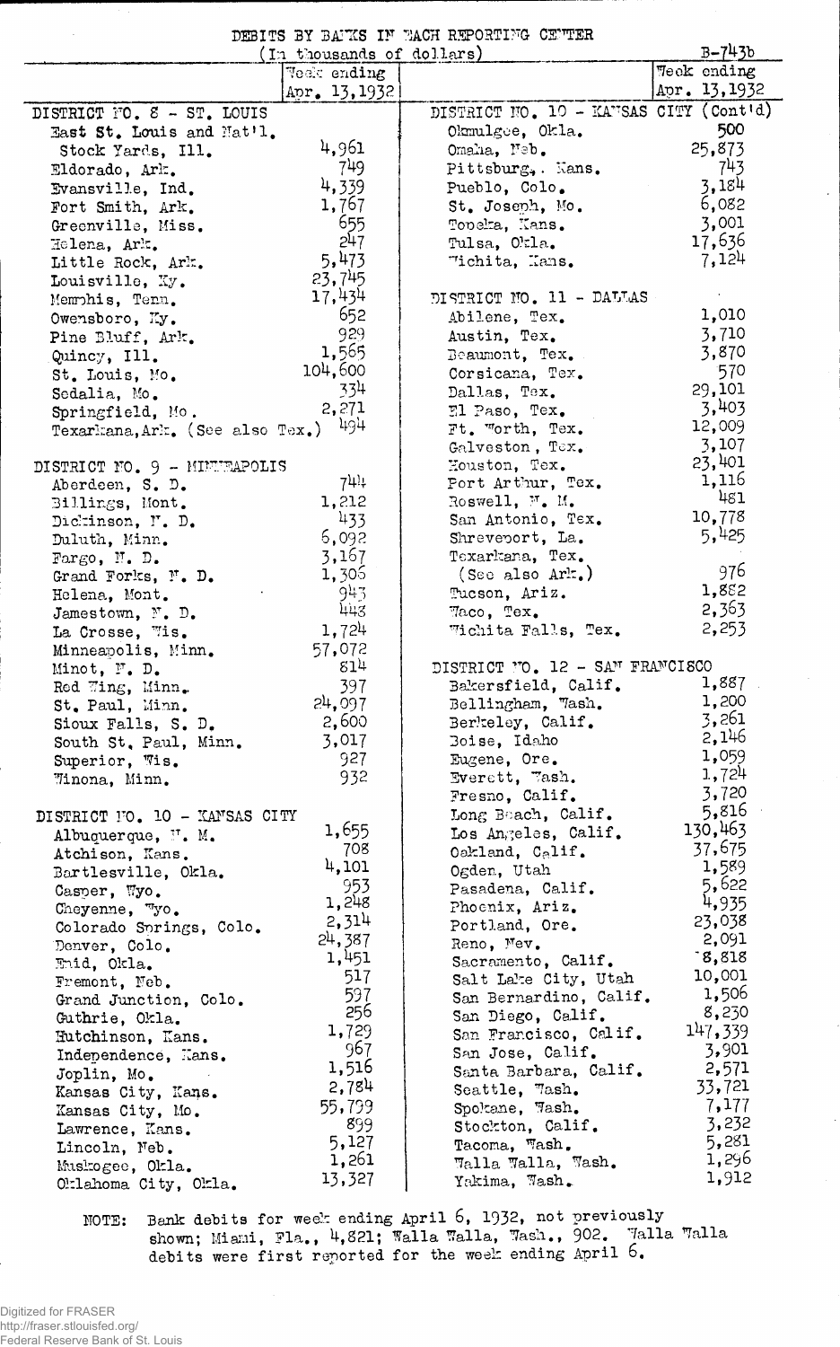# DEBITS BY BANKS IN EACH REPORTING CENTER

(In thousands of dollars)

B-743b

| | Week ending Apr. 13, 1932 | | Week ending Apr. 13, 1932 |
|---|---|---|---|
| DISTRICT NO. 8 - ST. LOUIS | | DISTRICT NO. 10 - KANSAS CITY (Cont'd) | |
| East St. Louis and Nat'l. Stock Yards, Ill. | 4,961 | Okmulgee, Okla. | 500 |
| Eldorado, Ark. | 749 | Omaha, Neb. | 25,873 |
| Evansville, Ind. | 4,339 | Pittsburg, Kans. | 743 |
| Fort Smith, Ark. | 1,767 | Pueblo, Colo. | 3,184 |
| Greenville, Miss. | 655 | St. Joseph, Mo. | 6,082 |
| Helena, Ark. | 247 | Topeka, Kans. | 3,001 |
| Little Rock, Ark. | 5,473 | Tulsa, Okla. | 17,636 |
| Louisville, Ky. | 23,745 | Wichita, Kans. | 7,124 |
| Memphis, Tenn. | 17,434 | | |
| Owensboro, Ky. | 652 | DISTRICT NO. 11 - DALLAS | |
| Pine Bluff, Ark. | 929 | Abilene, Tex. | 1,010 |
| Quincy, Ill. | 1,565 | Austin, Tex. | 3,710 |
| St. Louis, Mo. | 104,600 | Beaumont, Tex. | 3,870 |
| Sedalia, Mo. | 334 | Corsicana, Tex. | 570 |
| Springfield, Mo. | 2,271 | Dallas, Tex. | 29,101 |
| Texarkana, Ark. (See also Tex.) | 494 | El Paso, Tex. | 3,403 |
| | | Ft. Worth, Tex. | 12,009 |
| DISTRICT NO. 9 - MINNEAPOLIS | | Galveston, Tex. | 3,107 |
| Aberdeen, S. D. | 744 | Houston, Tex. | 23,401 |
| Billings, Mont. | 1,212 | Port Arthur, Tex. | 1,116 |
| Dickinson, N. D. | 433 | Roswell, N. M. | 481 |
| Duluth, Minn. | 6,092 | San Antonio, Tex. | 10,778 |
| Fargo, N. D. | 3,167 | Shreveport, La. | 5,425 |
| Grand Forks, N. D. | 1,306 | Texarkana, Tex. (See also Ark.) | 976 |
| Helena, Mont. | 943 | Tucson, Ariz. | 1,882 |
| Jamestown, N. D. | 443 | Waco, Tex. | 2,363 |
| La Crosse, Wis. | 1,724 | Wichita Falls, Tex. | 2,253 |
| Minneapolis, Minn. | 57,072 | | |
| Minot, N. D. | 814 | DISTRICT NO. 12 - SAN FRANCISCO | |
| Red Wing, Minn. | 397 | Bakersfield, Calif. | 1,887 |
| St. Paul, Minn. | 24,097 | Bellingham, Wash. | 1,200 |
| Sioux Falls, S. D. | 2,600 | Berkeley, Calif. | 3,261 |
| South St. Paul, Minn. | 3,017 | Boise, Idaho | 2,146 |
| Superior, Wis. | 927 | Eugene, Ore. | 1,059 |
| Winona, Minn. | 932 | Everett, Wash. | 1,724 |
| | | Fresno, Calif. | 3,720 |
| DISTRICT NO. 10 - KANSAS CITY | | Long Beach, Calif. | 5,816 |
| Albuquerque, N. M. | 1,655 | Los Angeles, Calif. | 130,463 |
| Atchison, Kans. | 708 | Oakland, Calif. | 37,675 |
| Bartlesville, Okla. | 4,101 | Ogden, Utah | 1,589 |
| Casper, Wyo. | 953 | Pasadena, Calif. | 5,622 |
| Cheyenne, Wyo. | 1,248 | Phoenix, Ariz. | 4,935 |
| Colorado Springs, Colo. | 2,314 | Portland, Ore. | 23,038 |
| Denver, Colo. | 24,387 | Reno, Nev. | 2,091 |
| Enid, Okla. | 1,451 | Sacramento, Calif. | 8,818 |
| Fremont, Neb. | 517 | Salt Lake City, Utah | 10,001 |
| Grand Junction, Colo. | 597 | San Bernardino, Calif. | 1,506 |
| Guthrie, Okla. | 256 | San Diego, Calif. | 8,230 |
| Hutchinson, Kans. | 1,729 | San Francisco, Calif. | 147,339 |
| Independence, Kans. | 967 | San Jose, Calif. | 3,901 |
| Joplin, Mo. | 1,516 | Santa Barbara, Calif. | 2,571 |
| Kansas City, Kans. | 2,784 | Seattle, Wash. | 33,721 |
| Kansas City, Mo. | 55,799 | Spokane, Wash. | 7,177 |
| Lawrence, Kans. | 899 | Stockton, Calif. | 3,232 |
| Lincoln, Neb. | 5,127 | Tacoma, Wash. | 5,281 |
| Muskogee, Okla. | 1,261 | Walla Walla, Wash. | 1,296 |
| Oklahoma City, Okla. | 13,327 | Yakima, Wash. | 1,912 |

NOTE: Bank debits for week ending April 6, 1932, not previously shown; Miami, Fla., 4,821; Walla Walla, Wash., 902. Walla Walla debits were first reported for the week ending April 6.